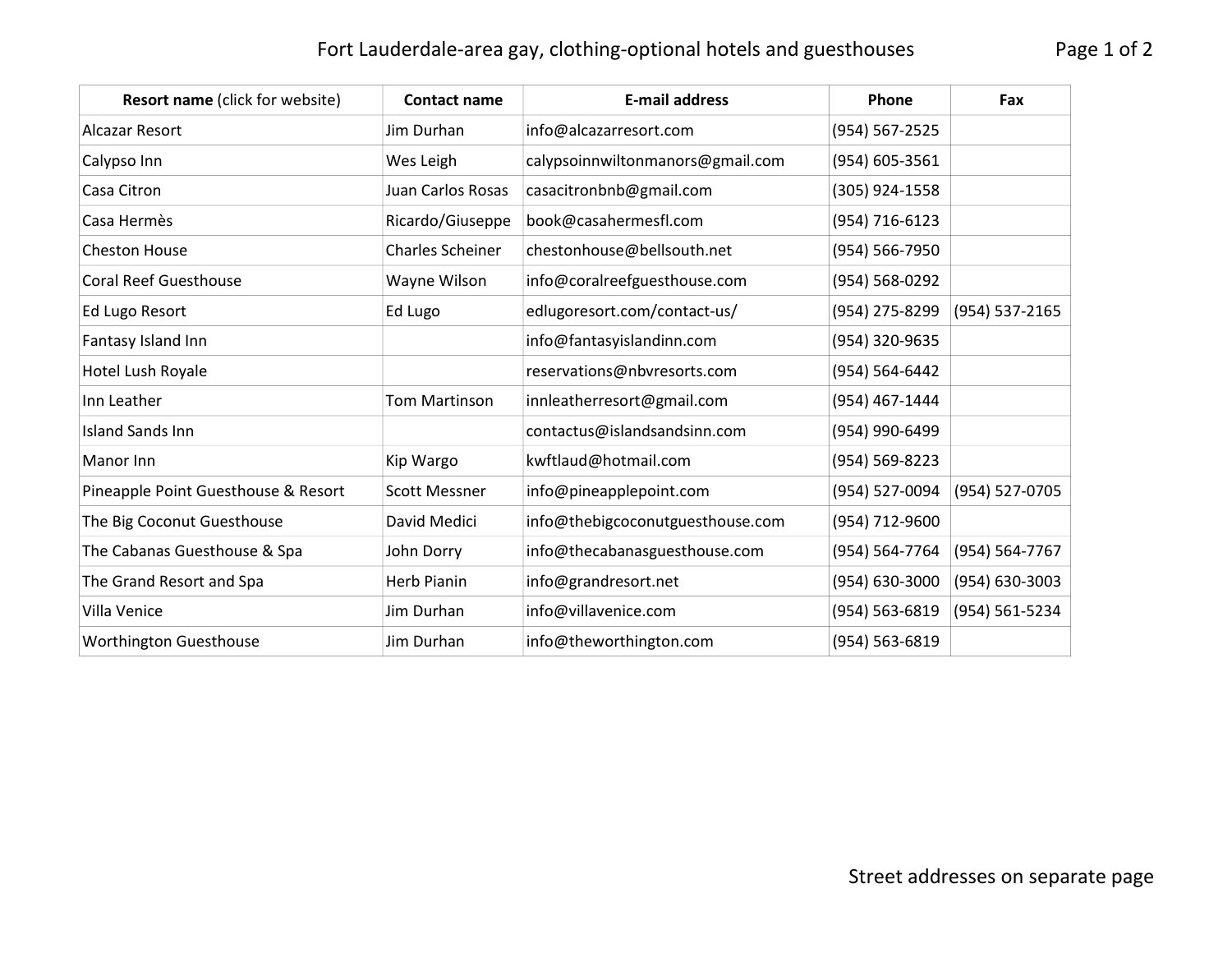# Fort Lauderdale-area gay, clothing-optional hotels and guesthouses

| **Resort name** (click for website) | **Contact name** | **E-mail address** | **Phone** | **Fax** |
|---|---|---|---|---|
| Alcazar Resort | Jim Durhan | info@alcazarresort.com | (954) 567-2525 | |
| Calypso Inn | Wes Leigh | calypsoinnwiltonmanors@gmail.com | (954) 605-3561 | |
| Casa Citron | Juan Carlos Rosas | casacitronbnb@gmail.com | (305) 924-1558 | |
| Casa Hermès | Ricardo/Giuseppe | book@casahermesfl.com | (954) 716-6123 | |
| Cheston House | Charles Scheiner | chestonhouse@bellsouth.net | (954) 566-7950 | |
| Coral Reef Guesthouse | Wayne Wilson | info@coralreefguesthouse.com | (954) 568-0292 | |
| Ed Lugo Resort | Ed Lugo | edlugoresort.com/contact-us/ | (954) 275-8299 | (954) 537-2165 |
| Fantasy Island Inn | | info@fantasyislandinn.com | (954) 320-9635 | |
| Hotel Lush Royale | | reservations@nbvresorts.com | (954) 564-6442 | |
| Inn Leather | Tom Martinson | innleatherresort@gmail.com | (954) 467-1444 | |
| Island Sands Inn | | contactus@islandsandsinn.com | (954) 990-6499 | |
| Manor Inn | Kip Wargo | kwftlaud@hotmail.com | (954) 569-8223 | |
| Pineapple Point Guesthouse & Resort | Scott Messner | info@pineapplepoint.com | (954) 527-0094 | (954) 527-0705 |
| The Big Coconut Guesthouse | David Medici | info@thebigcoconutguesthouse.com | (954) 712-9600 | |
| The Cabanas Guesthouse & Spa | John Dorry | info@thecabanasguesthouse.com | (954) 564-7764 | (954) 564-7767 |
| The Grand Resort and Spa | Herb Pianin | info@grandresort.net | (954) 630-3000 | (954) 630-3003 |
| Villa Venice | Jim Durhan | info@villavenice.com | (954) 563-6819 | (954) 561-5234 |
| Worthington Guesthouse | Jim Durhan | info@theworthington.com | (954) 563-6819 | |

Street addresses on separate page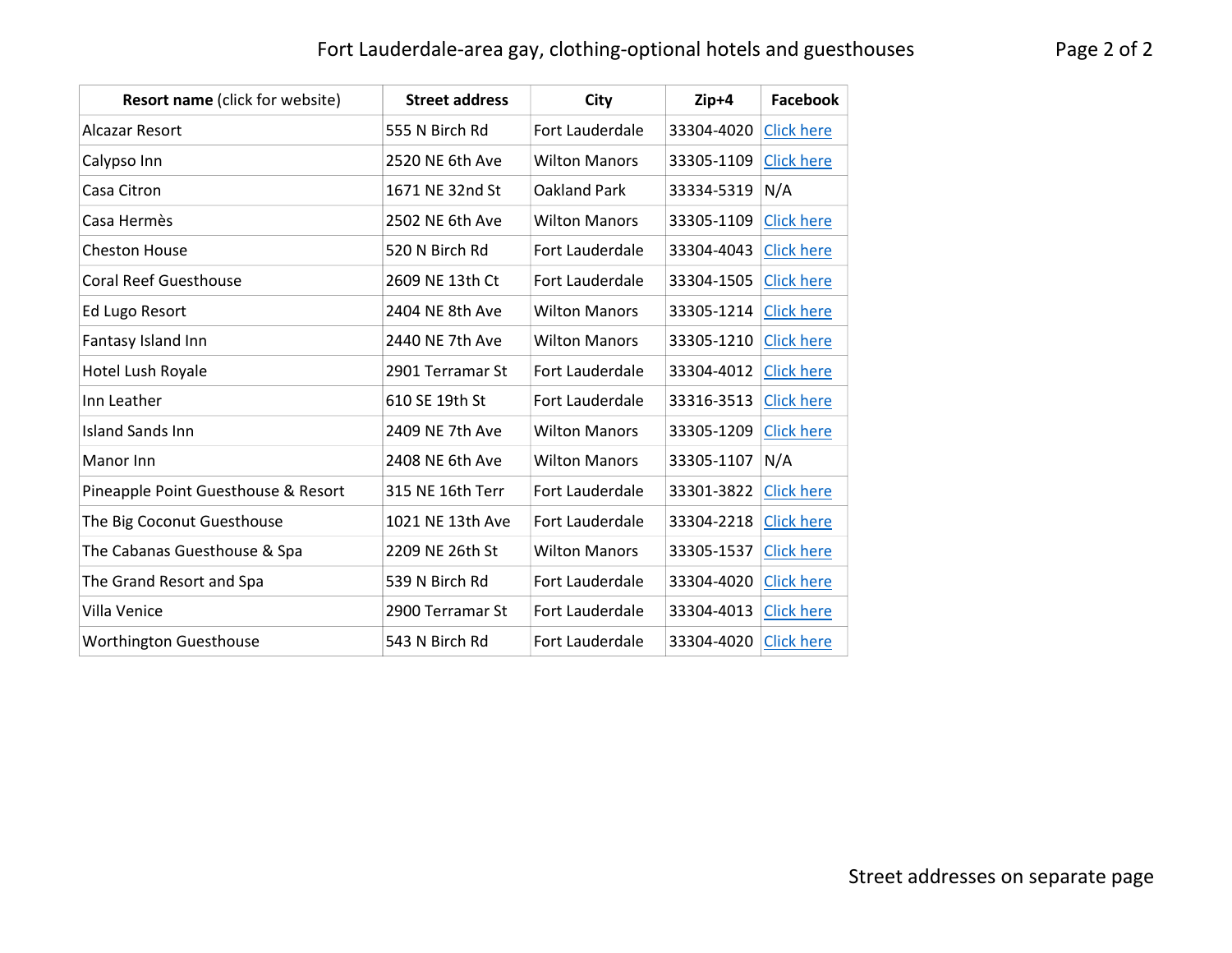# Fort Lauderdale-area gay, clothing-optional hotels and guesthouses

| **Resort name** (click for website) | **Street address** | **City** | **Zip+4** | **Facebook** |
|---|---|---|---|---|
| Alcazar Resort | 555 N Birch Rd | Fort Lauderdale | 33304-4020 | Click here |
| Calypso Inn | 2520 NE 6th Ave | Wilton Manors | 33305-1109 | Click here |
| Casa Citron | 1671 NE 32nd St | Oakland Park | 33334-5319 | N/A |
| Casa Hermès | 2502 NE 6th Ave | Wilton Manors | 33305-1109 | Click here |
| Cheston House | 520 N Birch Rd | Fort Lauderdale | 33304-4043 | Click here |
| Coral Reef Guesthouse | 2609 NE 13th Ct | Fort Lauderdale | 33304-1505 | Click here |
| Ed Lugo Resort | 2404 NE 8th Ave | Wilton Manors | 33305-1214 | Click here |
| Fantasy Island Inn | 2440 NE 7th Ave | Wilton Manors | 33305-1210 | Click here |
| Hotel Lush Royale | 2901 Terramar St | Fort Lauderdale | 33304-4012 | Click here |
| Inn Leather | 610 SE 19th St | Fort Lauderdale | 33316-3513 | Click here |
| Island Sands Inn | 2409 NE 7th Ave | Wilton Manors | 33305-1209 | Click here |
| Manor Inn | 2408 NE 6th Ave | Wilton Manors | 33305-1107 | N/A |
| Pineapple Point Guesthouse & Resort | 315 NE 16th Terr | Fort Lauderdale | 33301-3822 | Click here |
| The Big Coconut Guesthouse | 1021 NE 13th Ave | Fort Lauderdale | 33304-2218 | Click here |
| The Cabanas Guesthouse & Spa | 2209 NE 26th St | Wilton Manors | 33305-1537 | Click here |
| The Grand Resort and Spa | 539 N Birch Rd | Fort Lauderdale | 33304-4020 | Click here |
| Villa Venice | 2900 Terramar St | Fort Lauderdale | 33304-4013 | Click here |
| Worthington Guesthouse | 543 N Birch Rd | Fort Lauderdale | 33304-4020 | Click here |

Street addresses on separate page